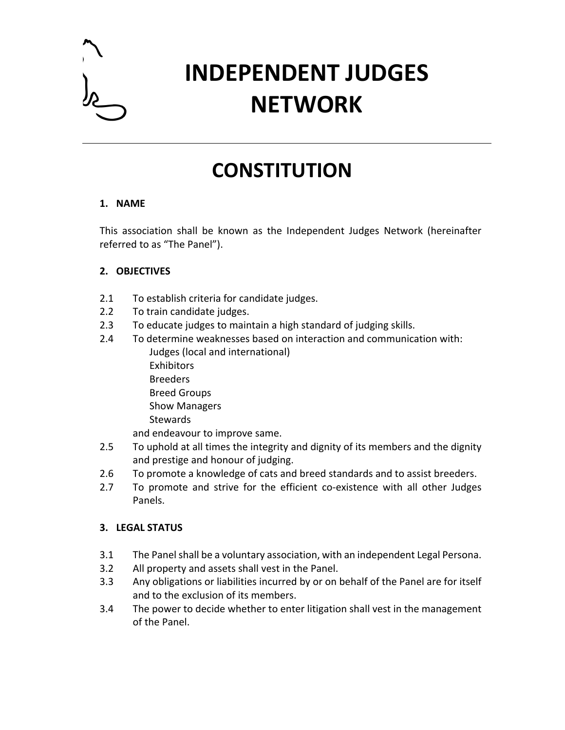# INDEPENDENT JUDGES NETWORK

# CONSTITUTION

## 1. NAME

This association shall be known as the Independent Judges Network (hereinafter referred to as "The Panel").

## 2. OBJECTIVES

2.1 To establish criteria for candidate judges.

2.2 To train candidate judges.

2.3 To educate judges to maintain a high standard of judging skills.

2.4 To determine weaknesses based on interaction and communication with:
- Judges (local and international)
- Exhibitors
- Breeders
- Breed Groups
- Show Managers
- Stewards

and endeavour to improve same.

2.5 To uphold at all times the integrity and dignity of its members and the dignity and prestige and honour of judging.

2.6 To promote a knowledge of cats and breed standards and to assist breeders.

2.7 To promote and strive for the efficient co-existence with all other Judges Panels.

## 3. LEGAL STATUS

3.1 The Panel shall be a voluntary association, with an independent Legal Persona.

3.2 All property and assets shall vest in the Panel.

3.3 Any obligations or liabilities incurred by or on behalf of the Panel are for itself and to the exclusion of its members.

3.4 The power to decide whether to enter litigation shall vest in the management of the Panel.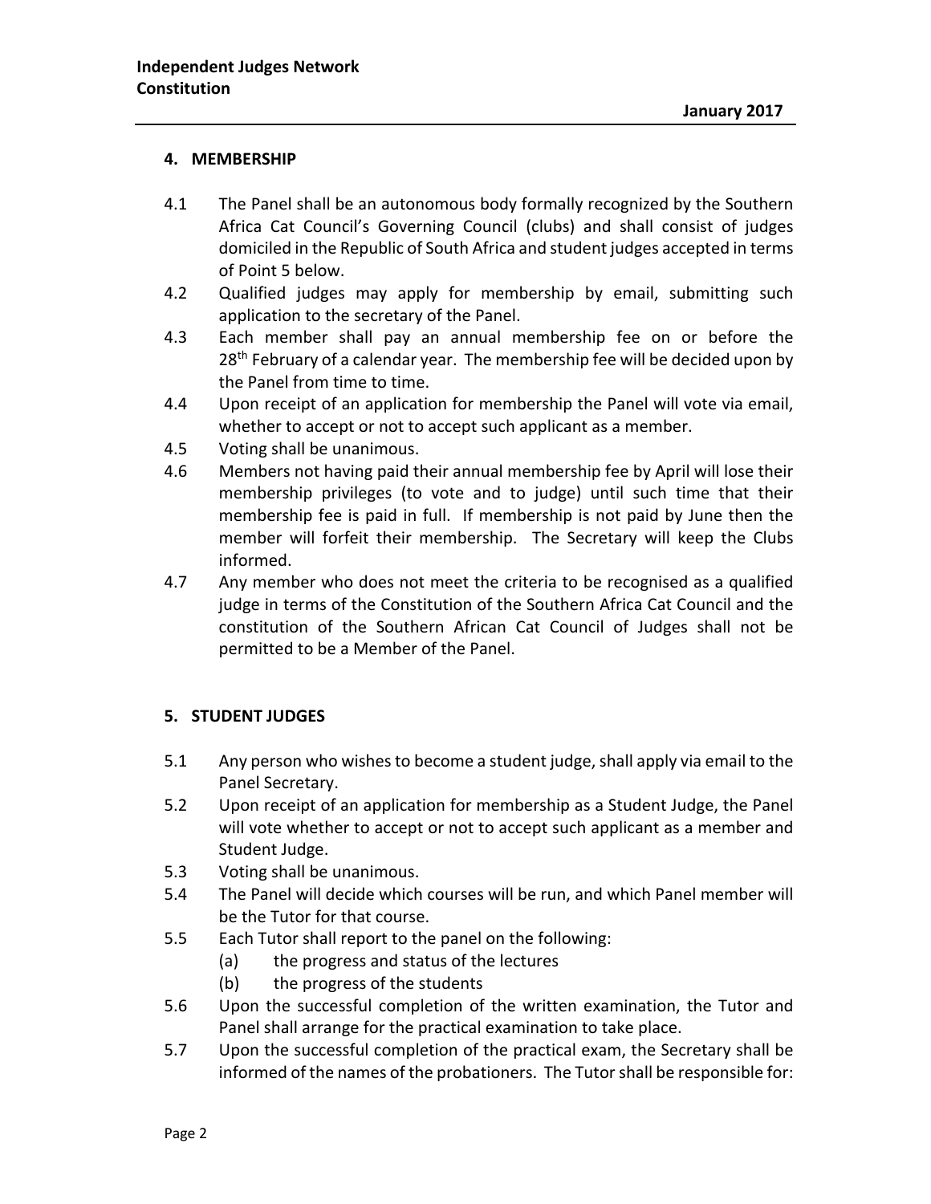## 4. MEMBERSHIP

4.1 The Panel shall be an autonomous body formally recognized by the Southern Africa Cat Council's Governing Council (clubs) and shall consist of judges domiciled in the Republic of South Africa and student judges accepted in terms of Point 5 below.

4.2 Qualified judges may apply for membership by email, submitting such application to the secretary of the Panel.

4.3 Each member shall pay an annual membership fee on or before the 28th February of a calendar year. The membership fee will be decided upon by the Panel from time to time.

4.4 Upon receipt of an application for membership the Panel will vote via email, whether to accept or not to accept such applicant as a member.

4.5 Voting shall be unanimous.

4.6 Members not having paid their annual membership fee by April will lose their membership privileges (to vote and to judge) until such time that their membership fee is paid in full. If membership is not paid by June then the member will forfeit their membership. The Secretary will keep the Clubs informed.

4.7 Any member who does not meet the criteria to be recognised as a qualified judge in terms of the Constitution of the Southern Africa Cat Council and the constitution of the Southern African Cat Council of Judges shall not be permitted to be a Member of the Panel.

## 5. STUDENT JUDGES

5.1 Any person who wishes to become a student judge, shall apply via email to the Panel Secretary.

5.2 Upon receipt of an application for membership as a Student Judge, the Panel will vote whether to accept or not to accept such applicant as a member and Student Judge.

5.3 Voting shall be unanimous.

5.4 The Panel will decide which courses will be run, and which Panel member will be the Tutor for that course.

5.5 Each Tutor shall report to the panel on the following:
   (a) the progress and status of the lectures
   (b) the progress of the students

5.6 Upon the successful completion of the written examination, the Tutor and Panel shall arrange for the practical examination to take place.

5.7 Upon the successful completion of the practical exam, the Secretary shall be informed of the names of the probationers. The Tutor shall be responsible for: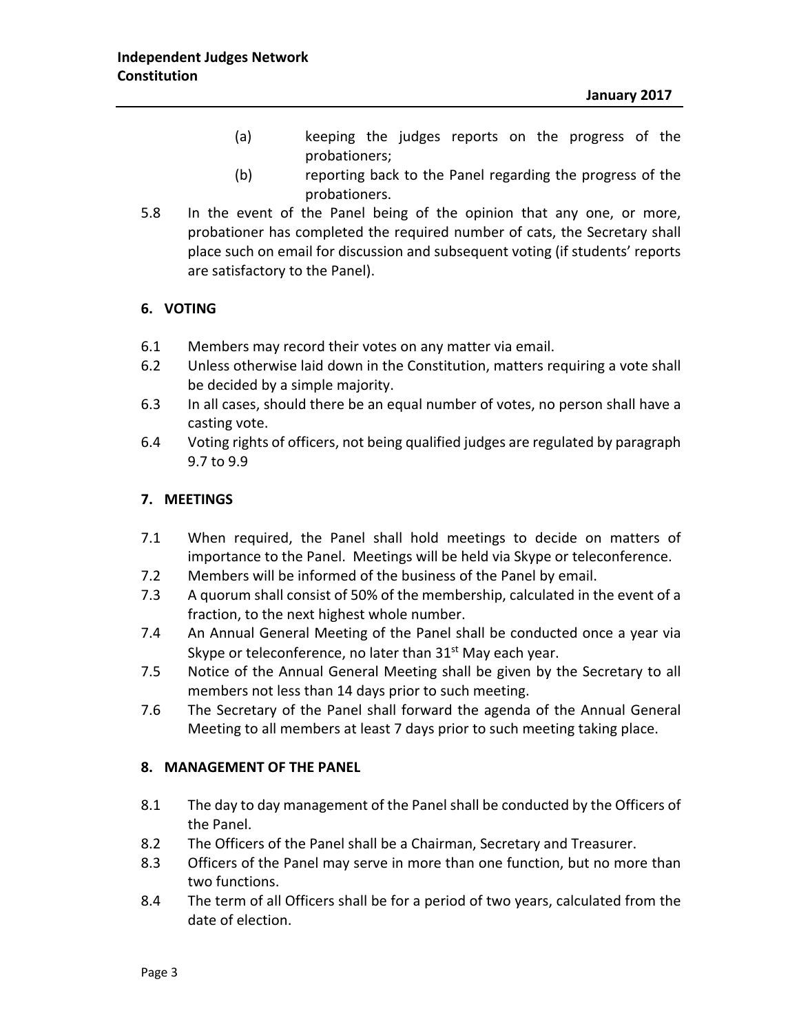(a) keeping the judges reports on the progress of the probationers;

(b) reporting back to the Panel regarding the progress of the probationers.

5.8 In the event of the Panel being of the opinion that any one, or more, probationer has completed the required number of cats, the Secretary shall place such on email for discussion and subsequent voting (if students' reports are satisfactory to the Panel).

## 6. VOTING

6.1 Members may record their votes on any matter via email.

6.2 Unless otherwise laid down in the Constitution, matters requiring a vote shall be decided by a simple majority.

6.3 In all cases, should there be an equal number of votes, no person shall have a casting vote.

6.4 Voting rights of officers, not being qualified judges are regulated by paragraph 9.7 to 9.9

## 7. MEETINGS

7.1 When required, the Panel shall hold meetings to decide on matters of importance to the Panel. Meetings will be held via Skype or teleconference.

7.2 Members will be informed of the business of the Panel by email.

7.3 A quorum shall consist of 50% of the membership, calculated in the event of a fraction, to the next highest whole number.

7.4 An Annual General Meeting of the Panel shall be conducted once a year via Skype or teleconference, no later than 31st May each year.

7.5 Notice of the Annual General Meeting shall be given by the Secretary to all members not less than 14 days prior to such meeting.

7.6 The Secretary of the Panel shall forward the agenda of the Annual General Meeting to all members at least 7 days prior to such meeting taking place.

## 8. MANAGEMENT OF THE PANEL

8.1 The day to day management of the Panel shall be conducted by the Officers of the Panel.

8.2 The Officers of the Panel shall be a Chairman, Secretary and Treasurer.

8.3 Officers of the Panel may serve in more than one function, but no more than two functions.

8.4 The term of all Officers shall be for a period of two years, calculated from the date of election.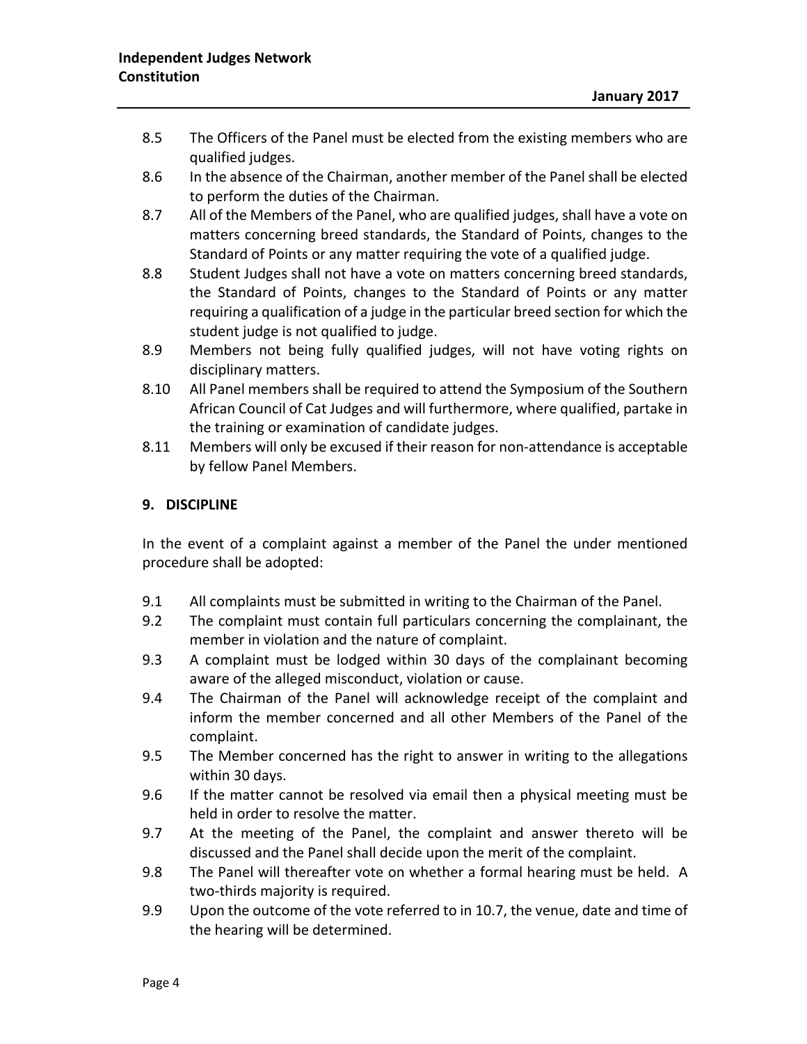8.5 The Officers of the Panel must be elected from the existing members who are qualified judges.

8.6 In the absence of the Chairman, another member of the Panel shall be elected to perform the duties of the Chairman.

8.7 All of the Members of the Panel, who are qualified judges, shall have a vote on matters concerning breed standards, the Standard of Points, changes to the Standard of Points or any matter requiring the vote of a qualified judge.

8.8 Student Judges shall not have a vote on matters concerning breed standards, the Standard of Points, changes to the Standard of Points or any matter requiring a qualification of a judge in the particular breed section for which the student judge is not qualified to judge.

8.9 Members not being fully qualified judges, will not have voting rights on disciplinary matters.

8.10 All Panel members shall be required to attend the Symposium of the Southern African Council of Cat Judges and will furthermore, where qualified, partake in the training or examination of candidate judges.

8.11 Members will only be excused if their reason for non-attendance is acceptable by fellow Panel Members.

## 9. DISCIPLINE

In the event of a complaint against a member of the Panel the under mentioned procedure shall be adopted:

9.1 All complaints must be submitted in writing to the Chairman of the Panel.

9.2 The complaint must contain full particulars concerning the complainant, the member in violation and the nature of complaint.

9.3 A complaint must be lodged within 30 days of the complainant becoming aware of the alleged misconduct, violation or cause.

9.4 The Chairman of the Panel will acknowledge receipt of the complaint and inform the member concerned and all other Members of the Panel of the complaint.

9.5 The Member concerned has the right to answer in writing to the allegations within 30 days.

9.6 If the matter cannot be resolved via email then a physical meeting must be held in order to resolve the matter.

9.7 At the meeting of the Panel, the complaint and answer thereto will be discussed and the Panel shall decide upon the merit of the complaint.

9.8 The Panel will thereafter vote on whether a formal hearing must be held. A two-thirds majority is required.

9.9 Upon the outcome of the vote referred to in 10.7, the venue, date and time of the hearing will be determined.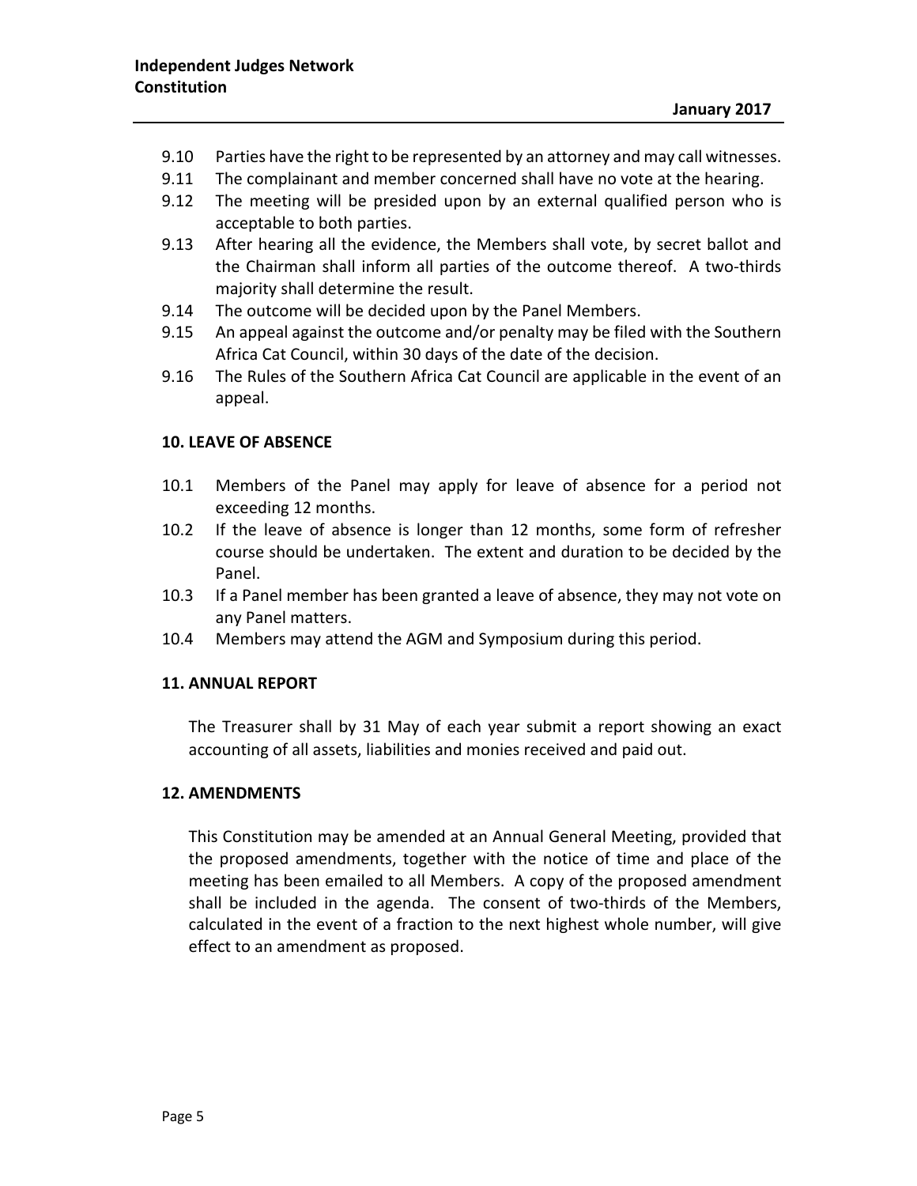9.10 Parties have the right to be represented by an attorney and may call witnesses.

9.11 The complainant and member concerned shall have no vote at the hearing.

9.12 The meeting will be presided upon by an external qualified person who is acceptable to both parties.

9.13 After hearing all the evidence, the Members shall vote, by secret ballot and the Chairman shall inform all parties of the outcome thereof. A two-thirds majority shall determine the result.

9.14 The outcome will be decided upon by the Panel Members.

9.15 An appeal against the outcome and/or penalty may be filed with the Southern Africa Cat Council, within 30 days of the date of the decision.

9.16 The Rules of the Southern Africa Cat Council are applicable in the event of an appeal.

## 10. LEAVE OF ABSENCE

10.1 Members of the Panel may apply for leave of absence for a period not exceeding 12 months.

10.2 If the leave of absence is longer than 12 months, some form of refresher course should be undertaken. The extent and duration to be decided by the Panel.

10.3 If a Panel member has been granted a leave of absence, they may not vote on any Panel matters.

10.4 Members may attend the AGM and Symposium during this period.

## 11. ANNUAL REPORT

The Treasurer shall by 31 May of each year submit a report showing an exact accounting of all assets, liabilities and monies received and paid out.

## 12. AMENDMENTS

This Constitution may be amended at an Annual General Meeting, provided that the proposed amendments, together with the notice of time and place of the meeting has been emailed to all Members. A copy of the proposed amendment shall be included in the agenda. The consent of two-thirds of the Members, calculated in the event of a fraction to the next highest whole number, will give effect to an amendment as proposed.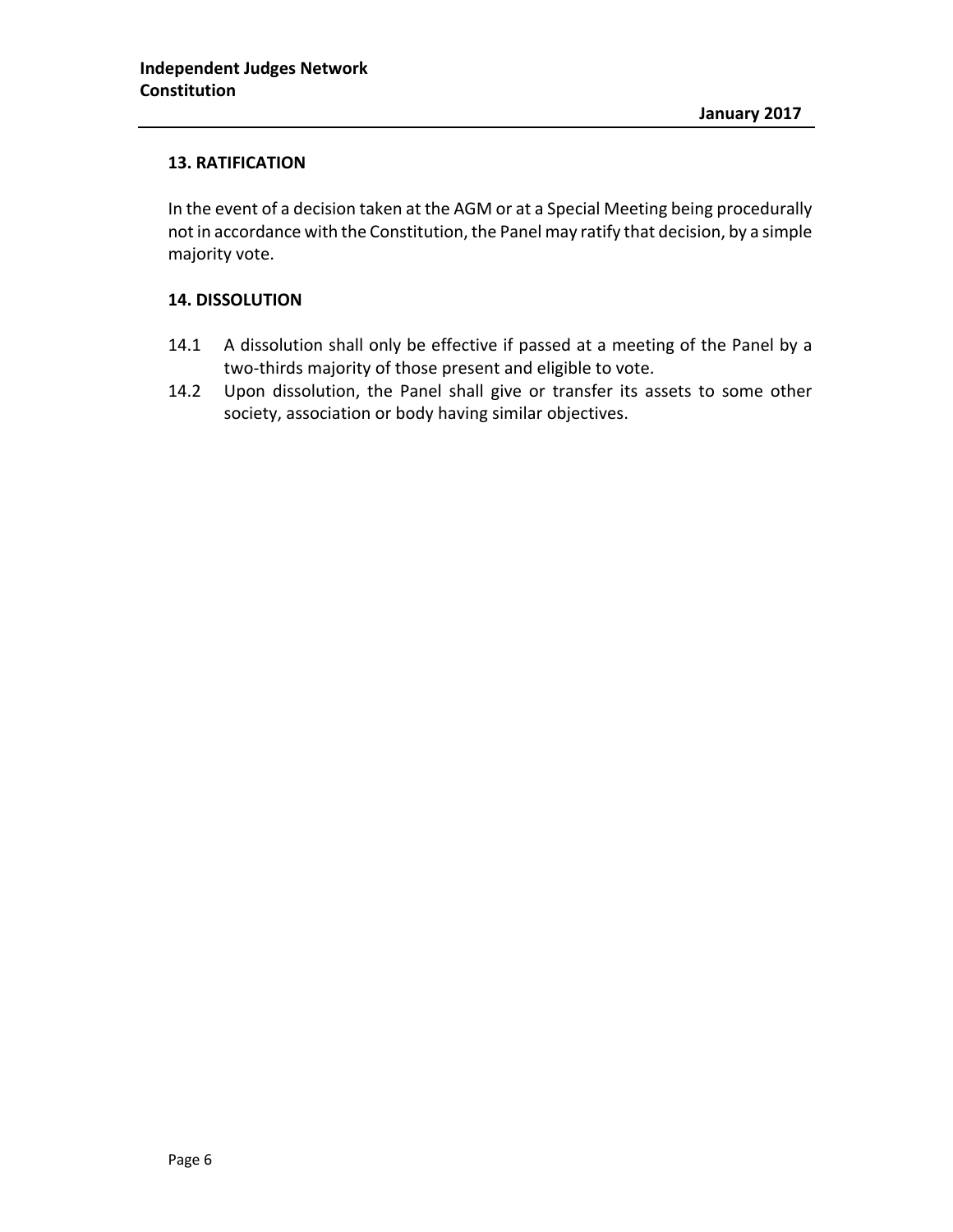### 13. RATIFICATION

In the event of a decision taken at the AGM or at a Special Meeting being procedurally not in accordance with the Constitution, the Panel may ratify that decision, by a simple majority vote.

### 14. DISSOLUTION

14.1 A dissolution shall only be effective if passed at a meeting of the Panel by a two-thirds majority of those present and eligible to vote.

14.2 Upon dissolution, the Panel shall give or transfer its assets to some other society, association or body having similar objectives.